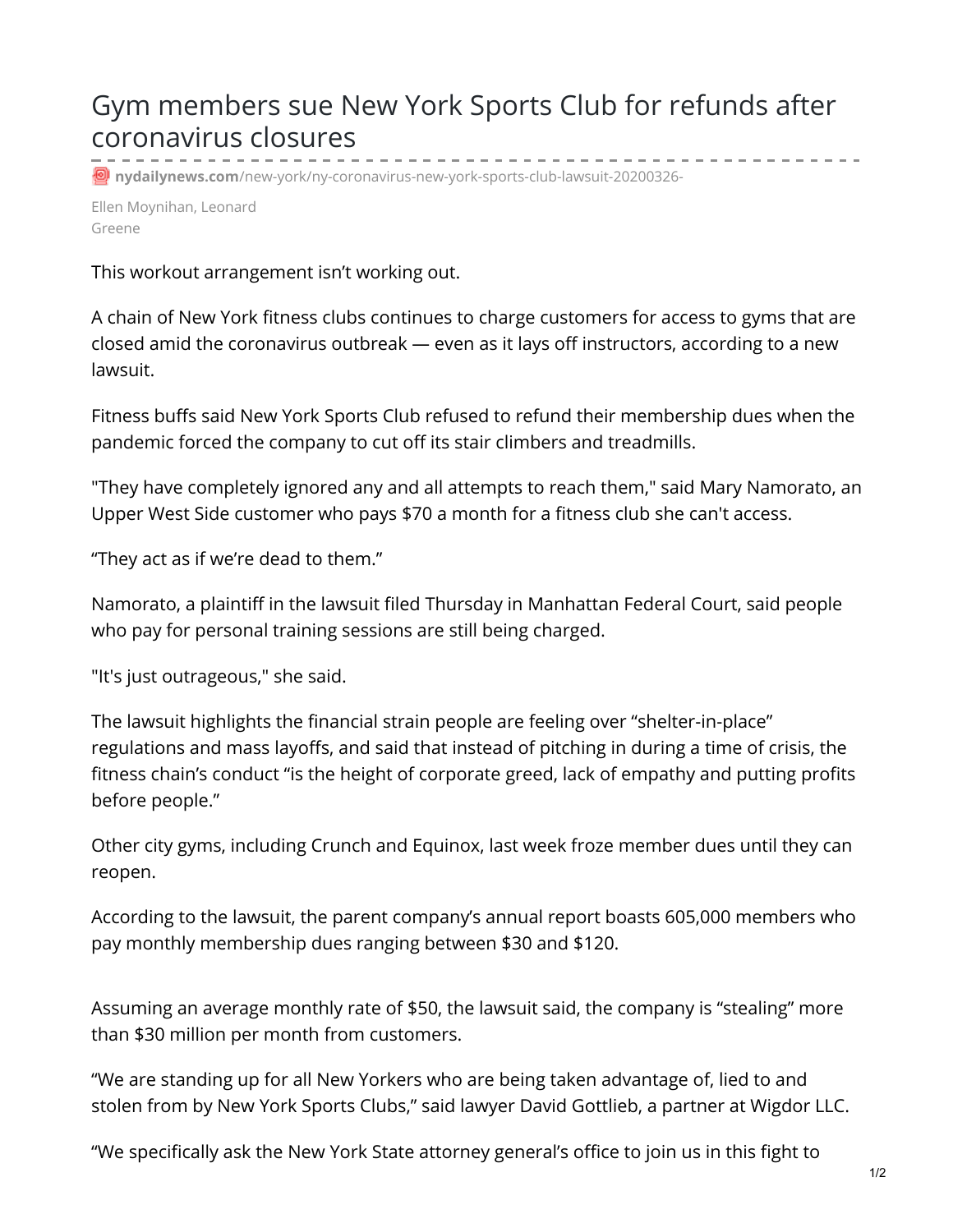# Gym members sue New York Sports Club for refunds after coronavirus closures

**nydailynews.com**/new-york/ny-coronavirus-new-york-sports-club-lawsuit-20200326-

Ellen Moynihan, Leonard Greene

This workout arrangement isn't working out.

A chain of New York fitness clubs continues to charge customers for access to gyms that are closed amid the coronavirus outbreak — even as it lays off instructors, according to a new lawsuit.

Fitness buffs said New York Sports Club refused to refund their membership dues when the pandemic forced the company to cut off its stair climbers and treadmills.

"They have completely ignored any and all attempts to reach them," said Mary Namorato, an Upper West Side customer who pays $70 a month for a fitness club she can't access.

"They act as if we're dead to them."

Namorato, a plaintiff in the lawsuit filed Thursday in Manhattan Federal Court, said people who pay for personal training sessions are still being charged.

"It's just outrageous," she said.

The lawsuit highlights the financial strain people are feeling over "shelter-in-place" regulations and mass layoffs, and said that instead of pitching in during a time of crisis, the fitness chain's conduct "is the height of corporate greed, lack of empathy and putting profits before people."

Other city gyms, including Crunch and Equinox, last week froze member dues until they can reopen.

According to the lawsuit, the parent company's annual report boasts 605,000 members who pay monthly membership dues ranging between $30 and $120.

Assuming an average monthly rate of $50, the lawsuit said, the company is "stealing" more than $30 million per month from customers.

"We are standing up for all New Yorkers who are being taken advantage of, lied to and stolen from by New York Sports Clubs," said lawyer David Gottlieb, a partner at Wigdor LLC.

"We specifically ask the New York State attorney general's office to join us in this fight to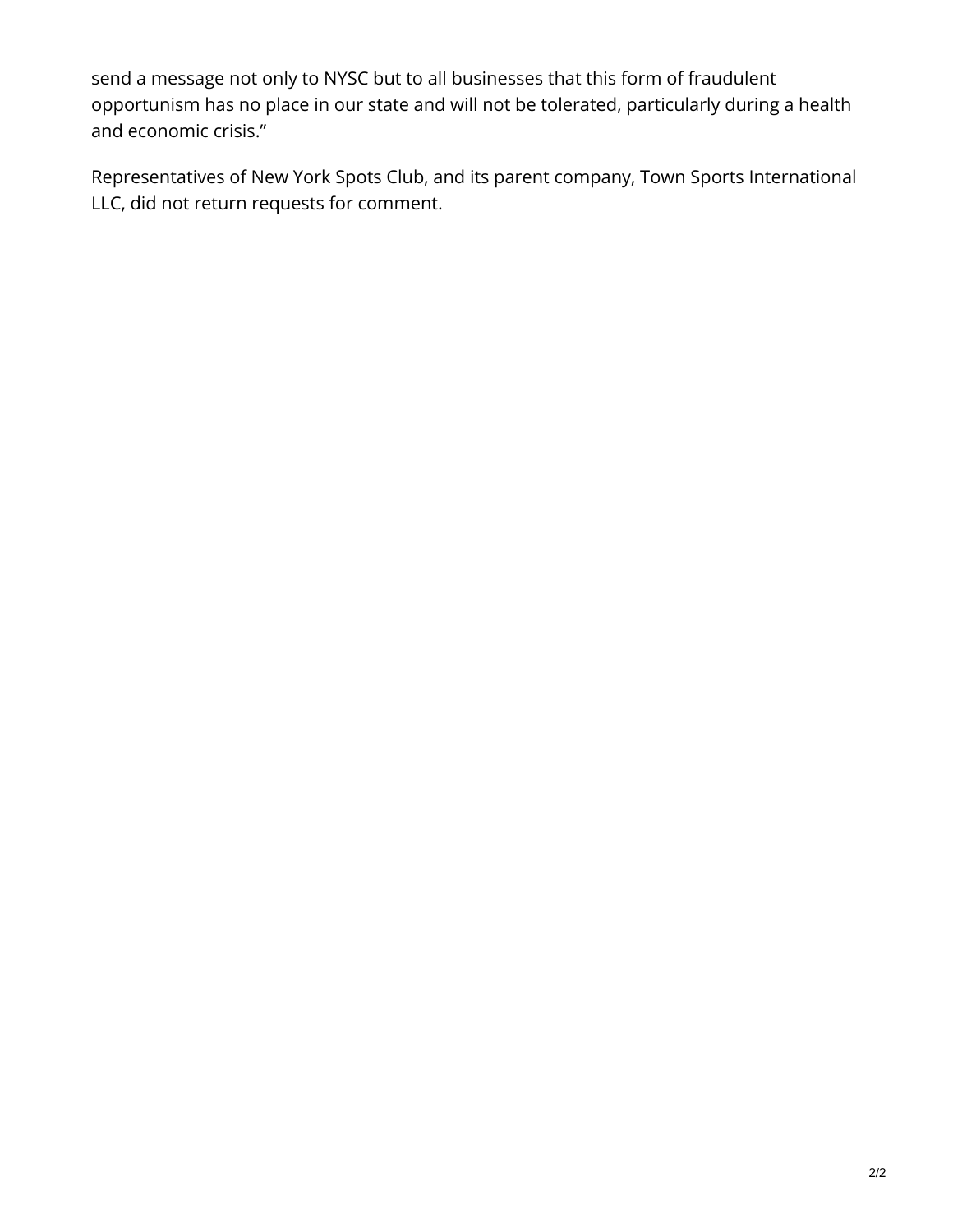send a message not only to NYSC but to all businesses that this form of fraudulent opportunism has no place in our state and will not be tolerated, particularly during a health and economic crisis."

Representatives of New York Spots Club, and its parent company, Town Sports International LLC, did not return requests for comment.